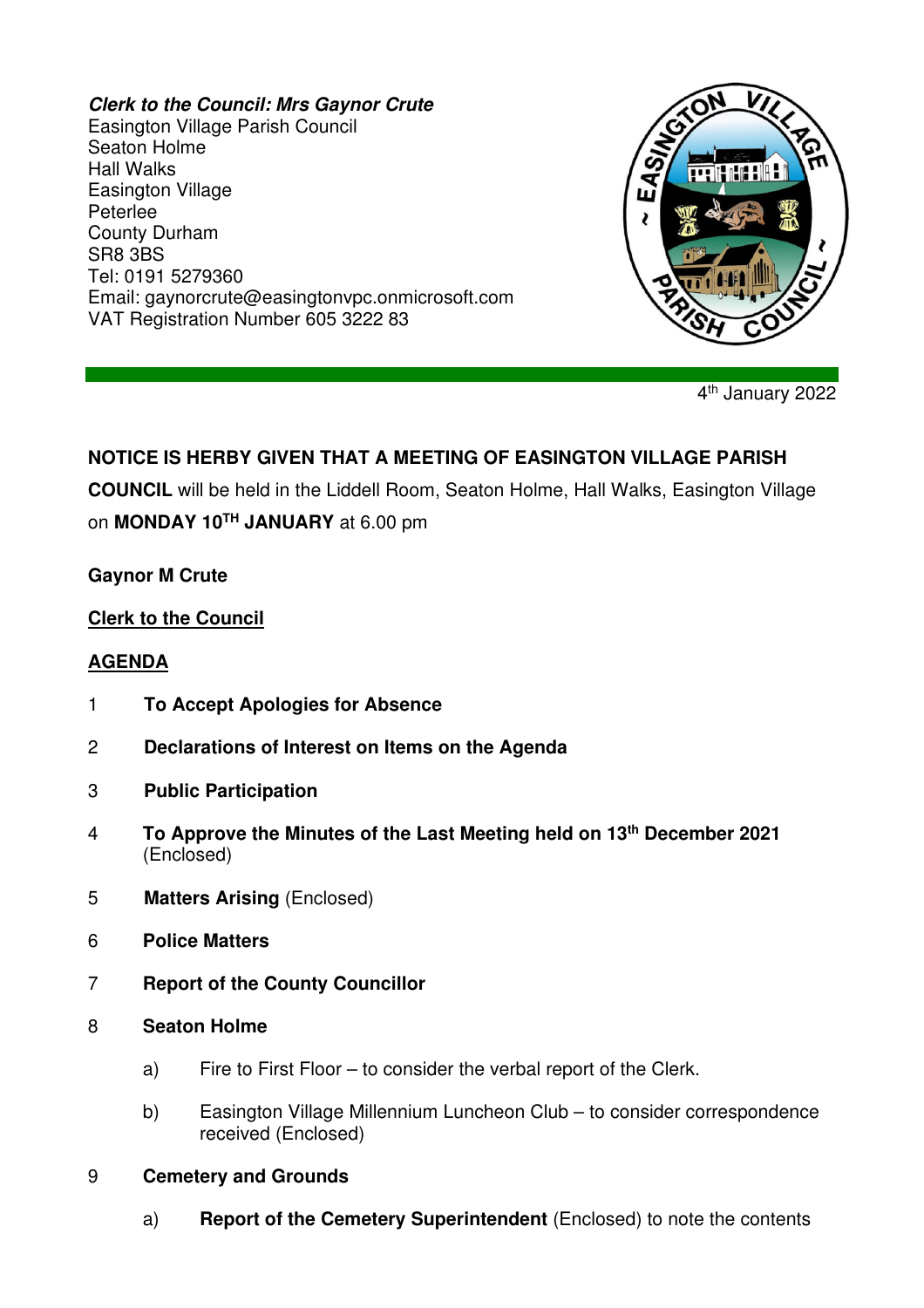***Clerk to the Council: Mrs Gaynor Crute***
Easington Village Parish Council
Seaton Holme
Hall Walks
Easington Village
Peterlee
County Durham
SR8 3BS
Tel: 0191 5279360
Email: gaynorcrute@easingtonvpc.onmicrosoft.com
VAT Registration Number 605 3222 83

4th January 2022

**NOTICE IS HERBY GIVEN THAT A MEETING OF EASINGTON VILLAGE PARISH COUNCIL** will be held in the Liddell Room, Seaton Holme, Hall Walks, Easington Village on **MONDAY 10TH JANUARY** at 6.00 pm

**Gaynor M Crute**

**Clerk to the Council**

## AGENDA

1. **To Accept Apologies for Absence**

2. **Declarations of Interest on Items on the Agenda**

3. **Public Participation**

4. **To Approve the Minutes of the Last Meeting held on 13th December 2021** (Enclosed)

5. **Matters Arising** (Enclosed)

6. **Police Matters**

7. **Report of the County Councillor**

8. **Seaton Holme**

   a) Fire to First Floor – to consider the verbal report of the Clerk.

   b) Easington Village Millennium Luncheon Club – to consider correspondence received (Enclosed)

9. **Cemetery and Grounds**

   a) **Report of the Cemetery Superintendent** (Enclosed) to note the contents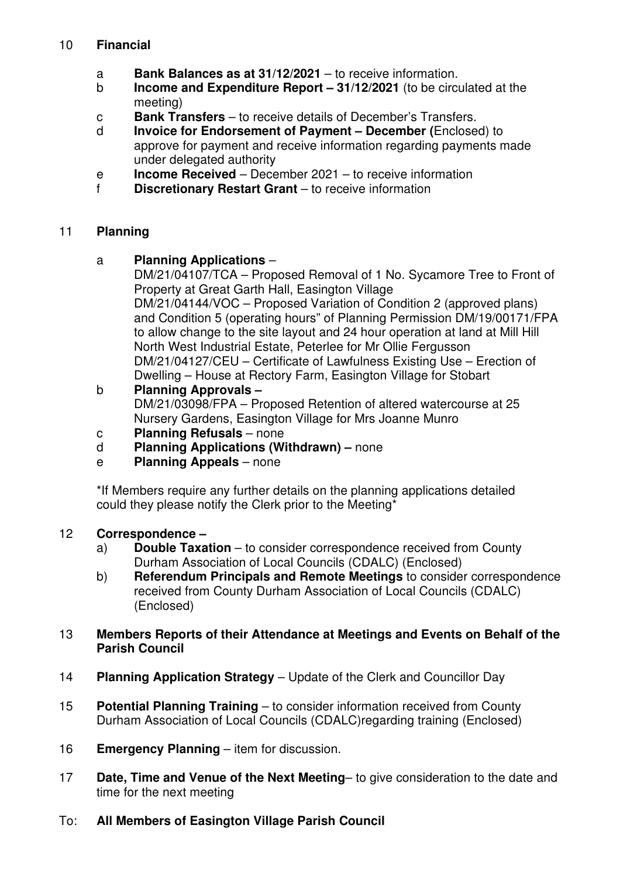10 **Financial**

   a **Bank Balances as at 31/12/2021** – to receive information.
   b **Income and Expenditure Report – 31/12/2021** (to be circulated at the meeting)
   c **Bank Transfers** – to receive details of December's Transfers.
   d **Invoice for Endorsement of Payment – December (**Enclosed) to approve for payment and receive information regarding payments made under delegated authority
   e **Income Received** – December 2021 – to receive information
   f **Discretionary Restart Grant** – to receive information

11 **Planning**

   a **Planning Applications** –
   DM/21/04107/TCA – Proposed Removal of 1 No. Sycamore Tree to Front of Property at Great Garth Hall, Easington Village
   DM/21/04144/VOC – Proposed Variation of Condition 2 (approved plans) and Condition 5 (operating hours" of Planning Permission DM/19/00171/FPA to allow change to the site layout and 24 hour operation at land at Mill Hill North West Industrial Estate, Peterlee for Mr Ollie Fergusson
   DM/21/04127/CEU – Certificate of Lawfulness Existing Use – Erection of Dwelling – House at Rectory Farm, Easington Village for Stobart
   b **Planning Approvals –**
   DM/21/03098/FPA – Proposed Retention of altered watercourse at 25 Nursery Gardens, Easington Village for Mrs Joanne Munro
   c **Planning Refusals** – none
   d **Planning Applications (Withdrawn) –** none
   e **Planning Appeals** – none

   *If Members require any further details on the planning applications detailed could they please notify the Clerk prior to the Meeting*

12 **Correspondence –**
   a) **Double Taxation** – to consider correspondence received from County Durham Association of Local Councils (CDALC) (Enclosed)
   b) **Referendum Principals and Remote Meetings** to consider correspondence received from County Durham Association of Local Councils (CDALC) (Enclosed)

13 **Members Reports of their Attendance at Meetings and Events on Behalf of the Parish Council**

14 **Planning Application Strategy** – Update of the Clerk and Councillor Day

15 **Potential Planning Training** – to consider information received from County Durham Association of Local Councils (CDALC)regarding training (Enclosed)

16 **Emergency Planning** – item for discussion.

17 **Date, Time and Venue of the Next Meeting**– to give consideration to the date and time for the next meeting

To: **All Members of Easington Village Parish Council**